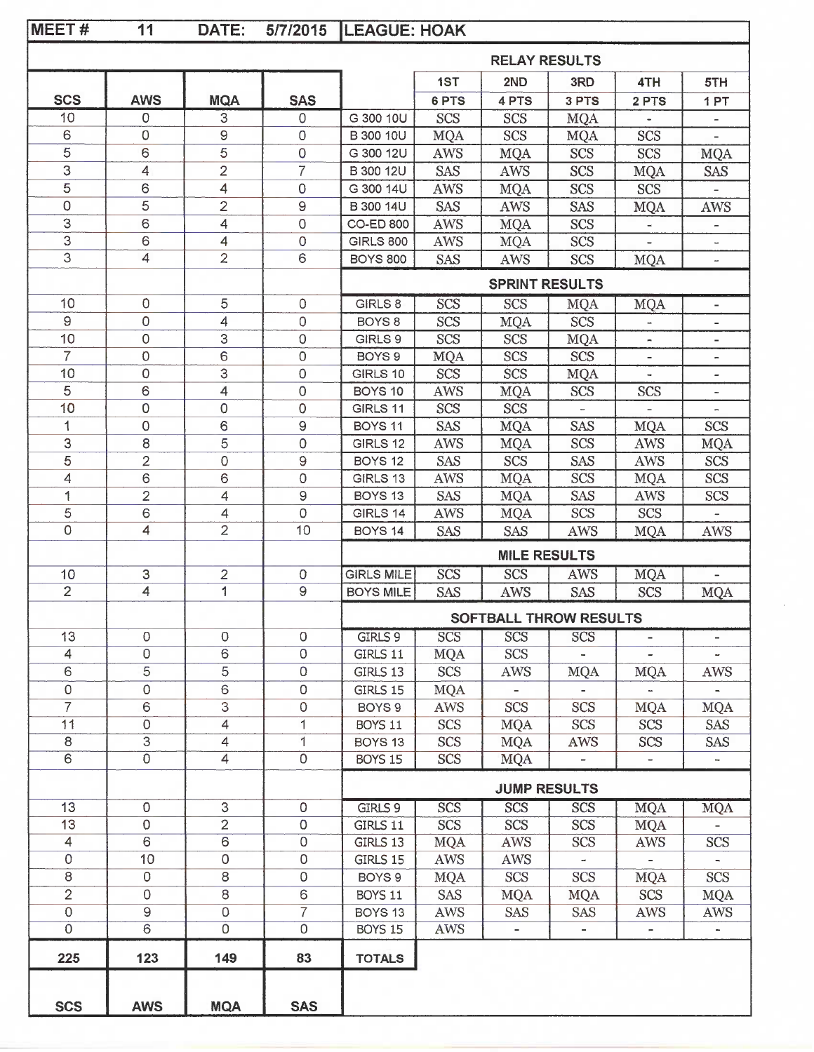| MEET # | 11 | DATE: | 5/7/2015 | LEAGUE: HOAK | | | | | |
|---|---|---|---|---|---|---|---|---|---|
| | | | | **RELAY RESULTS** | | | | | |
| | | | | | 1ST | 2ND | 3RD | 4TH | 5TH |
| SCS | AWS | MQA | SAS | | 6 PTS | 4 PTS | 3 PTS | 2 PTS | 1 PT |
| 10 | 0 | 3 | 0 | G 300 10U | SCS | SCS | MQA | - | - |
| 6 | 0 | 9 | 0 | B 300 10U | MQA | SCS | MQA | SCS | - |
| 5 | 6 | 5 | 0 | G 300 12U | AWS | MQA | SCS | SCS | MQA |
| 3 | 4 | 2 | 7 | B 300 12U | SAS | AWS | SCS | MQA | SAS |
| 5 | 6 | 4 | 0 | G 300 14U | AWS | MQA | SCS | SCS | - |
| 0 | 5 | 2 | 9 | B 300 14U | SAS | AWS | SAS | MQA | AWS |
| 3 | 6 | 4 | 0 | CO-ED 800 | AWS | MQA | SCS | - | - |
| 3 | 6 | 4 | 0 | GIRLS 800 | AWS | MQA | SCS | - | - |
| 3 | 4 | 2 | 6 | BOYS 800 | SAS | AWS | SCS | MQA | - |
| | | | | **SPRINT RESULTS** | | | | | |
| 10 | 0 | 5 | 0 | GIRLS 8 | SCS | SCS | MQA | MQA | - |
| 9 | 0 | 4 | 0 | BOYS 8 | SCS | MQA | SCS | - | - |
| 10 | 0 | 3 | 0 | GIRLS 9 | SCS | SCS | MQA | - | - |
| 7 | 0 | 6 | 0 | BOYS 9 | MQA | SCS | SCS | - | - |
| 10 | 0 | 3 | 0 | GIRLS 10 | SCS | SCS | MQA | - | - |
| 5 | 6 | 4 | 0 | BOYS 10 | AWS | MQA | SCS | SCS | - |
| 10 | 0 | 0 | 0 | GIRLS 11 | SCS | SCS | - | - | - |
| 1 | 0 | 6 | 9 | BOYS 11 | SAS | MQA | SAS | MQA | SCS |
| 3 | 8 | 5 | 0 | GIRLS 12 | AWS | MQA | SCS | AWS | MQA |
| 5 | 2 | 0 | 9 | BOYS 12 | SAS | SCS | SAS | AWS | SCS |
| 4 | 6 | 6 | 0 | GIRLS 13 | AWS | MQA | SCS | MQA | SCS |
| 1 | 2 | 4 | 9 | BOYS 13 | SAS | MQA | SAS | AWS | SCS |
| 5 | 6 | 4 | 0 | GIRLS 14 | AWS | MQA | SCS | SCS | - |
| 0 | 4 | 2 | 10 | BOYS 14 | SAS | SAS | AWS | MQA | AWS |
| | | | | **MILE RESULTS** | | | | | |
| 10 | 3 | 2 | 0 | GIRLS MILE | SCS | SCS | AWS | MQA | - |
| 2 | 4 | 1 | 9 | BOYS MILE | SAS | AWS | SAS | SCS | MQA |
| | | | | **SOFTBALL THROW RESULTS** | | | | | |
| 13 | 0 | 0 | 0 | GIRLS 9 | SCS | SCS | SCS | - | - |
| 4 | 0 | 6 | 0 | GIRLS 11 | MQA | SCS | - | - | - |
| 6 | 5 | 5 | 0 | GIRLS 13 | SCS | AWS | MQA | MQA | AWS |
| 0 | 0 | 6 | 0 | GIRLS 15 | MQA | - | - | - | - |
| 7 | 6 | 3 | 0 | BOYS 9 | AWS | SCS | SCS | MQA | MQA |
| 11 | 0 | 4 | 1 | BOYS 11 | SCS | MQA | SCS | SCS | SAS |
| 8 | 3 | 4 | 1 | BOYS 13 | SCS | MQA | AWS | SCS | SAS |
| 6 | 0 | 4 | 0 | BOYS 15 | SCS | MQA | - | - | - |
| | | | | **JUMP RESULTS** | | | | | |
| 13 | 0 | 3 | 0 | GIRLS 9 | SCS | SCS | SCS | MQA | MQA |
| 13 | 0 | 2 | 0 | GIRLS 11 | SCS | SCS | SCS | MQA | - |
| 4 | 6 | 6 | 0 | GIRLS 13 | MQA | AWS | SCS | AWS | SCS |
| 0 | 10 | 0 | 0 | GIRLS 15 | AWS | AWS | - | - | - |
| 8 | 0 | 8 | 0 | BOYS 9 | MQA | SCS | SCS | MQA | SCS |
| 2 | 0 | 8 | 6 | BOYS 11 | SAS | MQA | MQA | SCS | MQA |
| 0 | 9 | 0 | 7 | BOYS 13 | AWS | SAS | SAS | AWS | AWS |
| 0 | 6 | 0 | 0 | BOYS 15 | AWS | - | - | - | - |
| **225** | **123** | **149** | **83** | **TOTALS** | | | | | |
| **SCS** | **AWS** | **MQA** | **SAS** | | | | | | |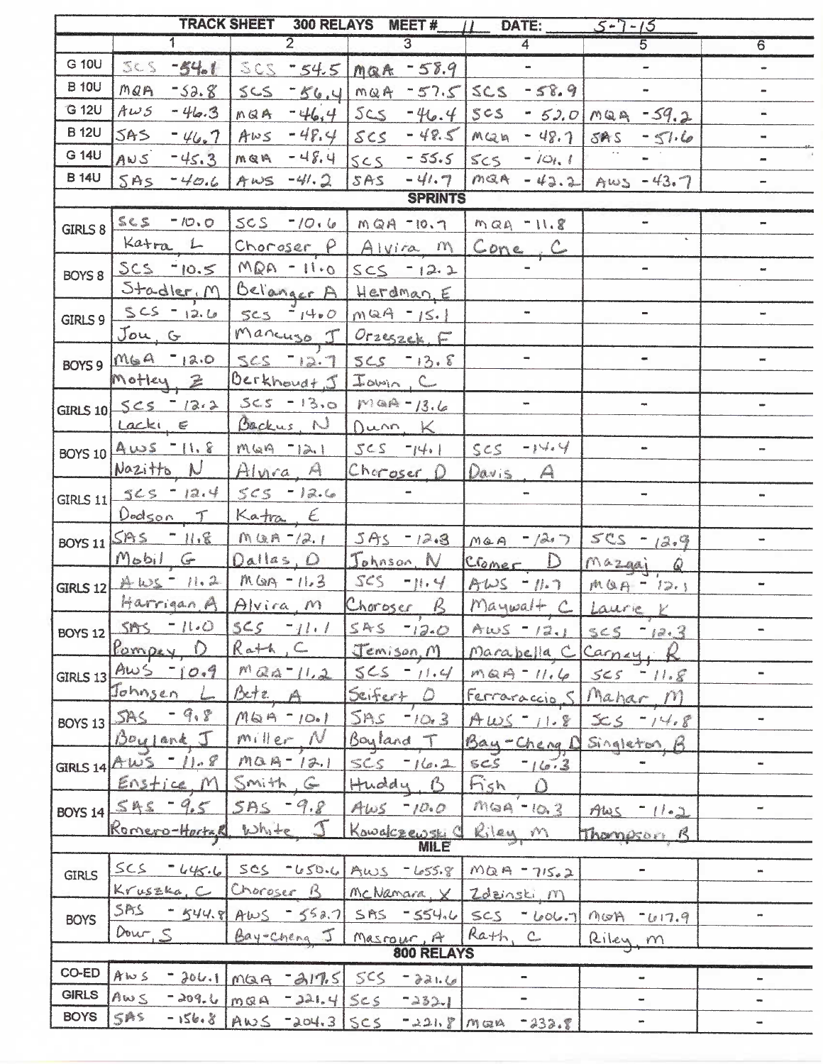| TRACK SHEET 300 RELAYS MEET # 11 DATE: 5-7-15 | 1 | 2 | 3 | 4 | 5 | 6 |
|---|---|---|---|---|---|---|
| G 10U | SCS - 54.1 | SCS - 54.5 | MQA - 58.9 | - | - | - |
| B 10U | MQA - 52.8 | SCS - 56.4 | MQA - 57.5 | SCS - 58.9 | - | - |
| G 12U | AWS - 46.3 | MQA - 46.4 | SCS - 46.4 | SCS - 52.0 | MQA - 59.2 | - |
| B 12U | SAS - 46.7 | AWS - 48.4 | SCS - 48.5 | MQA - 48.7 | SAS - 51.6 | - |
| G 14U | AWS - 45.3 | MQA - 48.4 | SCS - 55.5 | SCS - 101.1 | - | - |
| B 14U | SAS - 40.6 | AWS - 41.2 | SAS - 41.7 | MQA - 42.2 | AWS - 43.7 | - |
| **SPRINTS** | | | | | | |
| GIRLS 8 | SCS - 10.0 | SCS - 10.6 | MQA - 10.7 | MQA - 11.8 | - | - |
| | Katra, L | Choroser, P | Alvira, M | Cone, C | | |
| BOYS 8 | SCS - 10.5 | MQA - 11.0 | SCS - 12.2 | - | - | - |
| | Stadler, M | Belanger, A | Herdman, E | | | |
| GIRLS 9 | SCS - 12.6 | SCS - 14.0 | MQA - 15.1 | - | - | - |
| | Jou, G | Mancuso, J | Orzeszek, F | | | |
| BOYS 9 | MQA - 12.0 | SCS - 12.7 | SCS - 13.8 | - | - | - |
| | Motley, Z | Berkhoudt, J | Iovin, C | | | |
| GIRLS 10 | SCS - 12.2 | SCS - 13.0 | MQA - 13.6 | - | - | - |
| | Lacki, E | Backus, N | Dunn, K | | | |
| BOYS 10 | AWS - 11.8 | MQA - 12.1 | SCS - 14.1 | SCS - 14.4 | - | - |
| | Nazitto, N | Alvira, A | Choroser, D | Davis, A | | |
| GIRLS 11 | SCS - 12.4 | SCS - 12.6 | - | - | - | - |
| | Dodson, T | Katra, E | | | | |
| BOYS 11 | SAS - 11.8 | MQA - 12.1 | SAS - 12.8 | MQA - 12.7 | SCS - 12.9 | - |
| | Mobil, G | Dallas, D | Johnson, N | Cromer, D | Mazgaj, Q | |
| GIRLS 12 | AWS - 11.2 | MQA - 11.3 | SCS - 11.4 | AWS - 11.7 | MQA - 12.1 | - |
| | Harrigan, A | Alvira, M | Choroser, B | Maywalt, C | Laurie, K | |
| BOYS 12 | SAS - 11.0 | SCS - 11.1 | SAS - 12.0 | AWS - 12.1 | SCS - 12.3 | - |
| | Pompey, D | Rath, C | Jemison, M | Marabella, C | Carney, R | |
| GIRLS 13 | AWS - 10.9 | MQA - 11.2 | SCS - 11.4 | MQA - 11.6 | SCS - 11.8 | - |
| | Johnsen, L | Betz, A | Seifert, D | Ferraraccio, S | Mahar, M | |
| BOYS 13 | SAS - 9.8 | MQA - 10.1 | SAS - 10.3 | AWS - 11.8 | SCS - 14.8 | - |
| | Boyland, J | Miller, N | Boyland, T | Bay-Cheng, D | Singleton, B | |
| GIRLS 14 | AWS - 11.8 | MQA - 12.1 | SCS - 16.2 | SCS - 16.3 | - | - |
| | Enstice, M | Smith, G | Huddy, B | Fish, D | | |
| BOYS 14 | SAS - 9.5 | SAS - 9.8 | AWS - 10.0 | MQA - 10.3 | AWS - 11.2 | - |
| | Romero-Horta, R | White, J | Kowalczewski, C | Riley, M | Thompson, B | |
| **MILE** | | | | | | |
| GIRLS | SCS - 645.6 | SCS - 650.6 | AWS - 655.8 | MQA - 715.2 | - | - |
| | Kruszka, C | Choroser, B | McNamara, X | Zdzinski, M | | |
| BOYS | SAS - 544.8 | AWS - 552.7 | SAS - 554.6 | SCS - 606.7 | MQA - 617.9 | - |
| | Dour, S | Bay-Cheng, J | Masrour, A | Rath, C | Riley, M | |
| **800 RELAYS** | | | | | | |
| CO-ED | AWS - 206.1 | MQA - 217.5 | SCS - 221.6 | - | - | - |
| GIRLS | AWS - 209.6 | MQA - 221.4 | SCS - 232.1 | - | - | - |
| BOYS | SAS - 156.8 | AWS - 204.3 | SCS - 221.8 | MQA - 232.8 | - | - |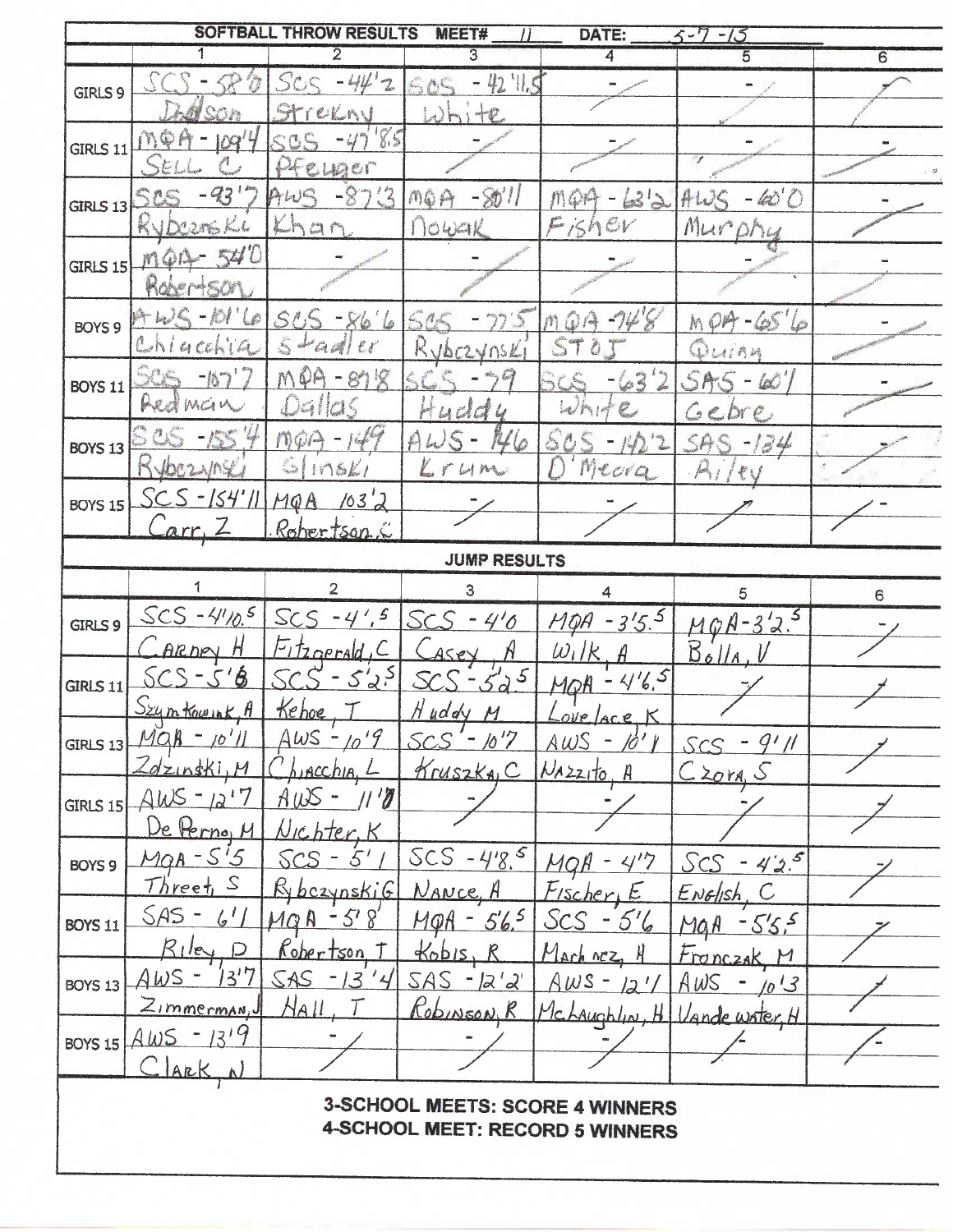## SOFTBALL THROW RESULTS MEET# 11 DATE: 5-7-13

| | 1 | 2 | 3 | 4 | 5 | 6 |
|---|---|---|---|---|---|---|
| GIRLS 9 | SCS - 58'0 Dodson | SCS - 44'2 Strekny | SCS - 42'11.5 White | - | - | |
| GIRLS 11 | MQA - 109'4 Sell C | SCS - 47'8.5 Pfeuger | - | - | - | - |
| GIRLS 13 | SCS - 93'7 Rybczynski | AWS - 87'3 Khan | MQA - 80'11 Nowak | MQA - 63'2 Fisher | AWS - 60'0 Murphy | - |
| GIRLS 15 | MQA - 54'0 Robertson | - | - | - | - | - |
| BOYS 9 | AWS - 101'6 Chiacchia | SCS - 86'6 Stadler | SCS - 77'5 Rybczynski | MQA - 74'8 Stoj | MQA - 65'6 Quinn | - |
| BOYS 11 | SCS - 107'7 Redman | MQA - 89'8 Dallas | SCS - 79 Huddy | SCS - 63'2 White | SAS - 60'1 Gebre | - |
| BOYS 13 | SCS - 155'4 Rybczynski | MQA - 149 Glinski | AWS - 146 Krum | SCS - 142'2 D'Mecra | SAS - 134 Riley | - |
| BOYS 15 | SCS - 154'11 Carr, Z | MQA 103'2 Robertson, C | - | | | - |

## JUMP RESULTS

| | 1 | 2 | 3 | 4 | 5 | 6 |
|---|---|---|---|---|---|---|
| GIRLS 9 | SCS - 4'10.5 Carney H | SCS - 4'.5 Fitzgerald, C | SCS - 4'0 Casey, A | MQA - 3'5.5 Wilk, A | MQA - 3'2.5 Bolla, V | - |
| GIRLS 11 | SCS - 5'6 Szymtowiak, A | SCS - 5'2.5 Kehoe, T | SCS - 5'2.5 Huddy M | MQA - 4'6.5 Lovelace, K | - | |
| GIRLS 13 | MQA - 10'11 Zdzinski, M | AWS - 10'9 Chiacchia, L | SCS - 10'7 Kruszka, C | AWS - 10'1 Nazzito, A | SCS - 9'11 Czora, S | |
| GIRLS 15 | AWS - 12'7 De Perno, M | AWS - 11'0 Nichter, K | | | | |
| BOYS 9 | MQA - 5'5 Threet, S | SCS - 5'1 Rybczynski G | SCS - 4'8.5 Nance, A | MQA - 4'7 Fischer, E | SCS - 4'2.5 English, C | |
| BOYS 11 | SAS - 6'1 Riley, D | MQA - 5'8 Robertson, T | MQA - 5'6.5 Kobis, R | SCS - 5'6 Marchnez, H | MQA - 5'5.5 Fronczak, M | |
| BOYS 13 | AWS - 13'7 Zimmerman, J | SAS - 13'4 Hall, T | SAS - 12'2 Robinson, R | AWS - 12'1 McLaughlin, H | AWS - 10'3 Vandewater, H | |
| BOYS 15 | AWS - 13'9 Clark, N | - | - | - | - | - |

**3-SCHOOL MEETS: SCORE 4 WINNERS**
**4-SCHOOL MEET: RECORD 5 WINNERS**